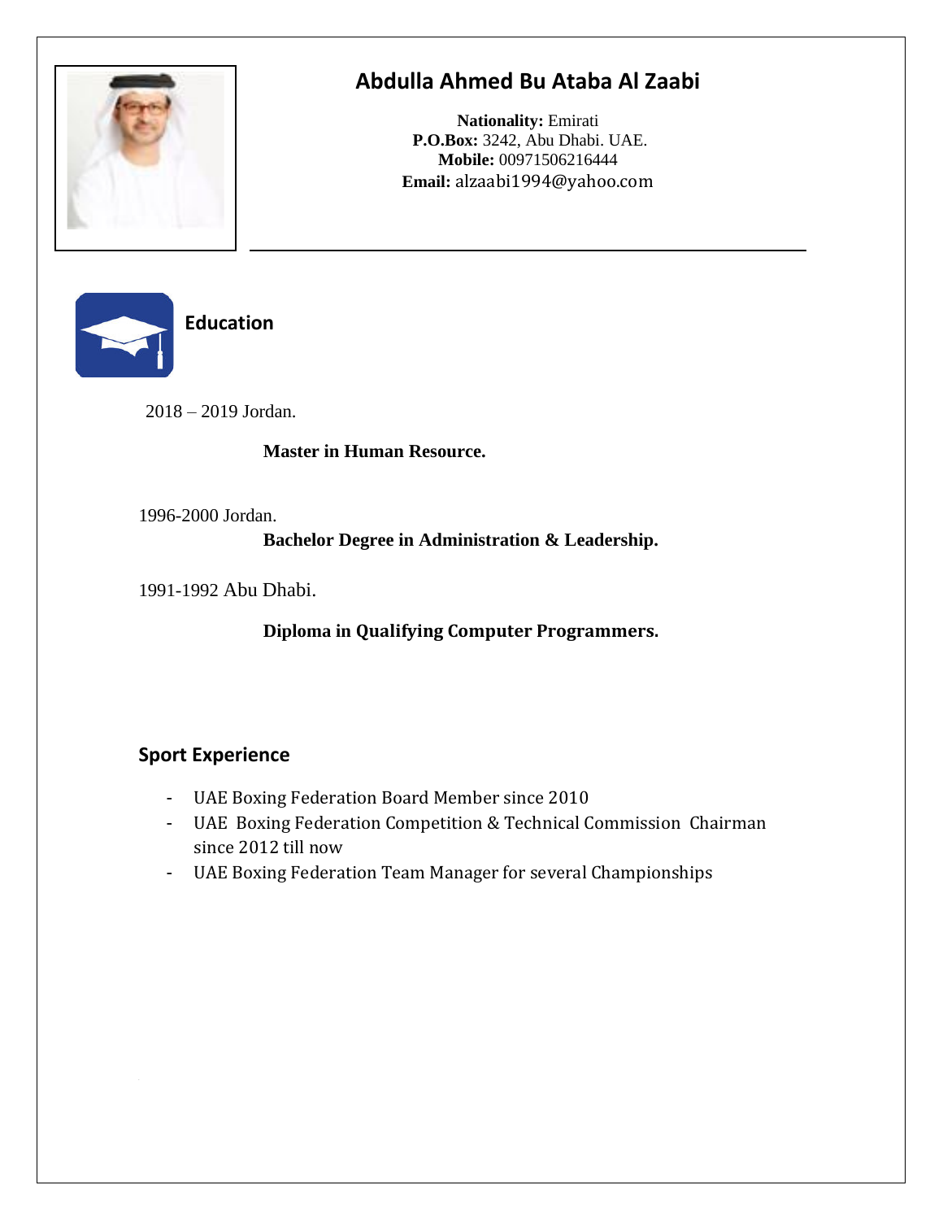# Abdulla Ahmed Bu Ataba Al Zaabi

**Nationality:** Emirati
**P.O.Box:** 3242, Abu Dhabi. UAE.
**Mobile:** 00971506216444
**Email:** alzaabi1994@yahoo.com

## Education

2018 – 2019 Jordan.

**Master in Human Resource.**

1996-2000 Jordan.

**Bachelor Degree in Administration & Leadership.**

1991-1992 Abu Dhabi.

**Diploma in Qualifying Computer Programmers.**

## Sport Experience

- UAE Boxing Federation Board Member since 2010
- UAE Boxing Federation Competition & Technical Commission Chairman since 2012 till now
- UAE Boxing Federation Team Manager for several Championships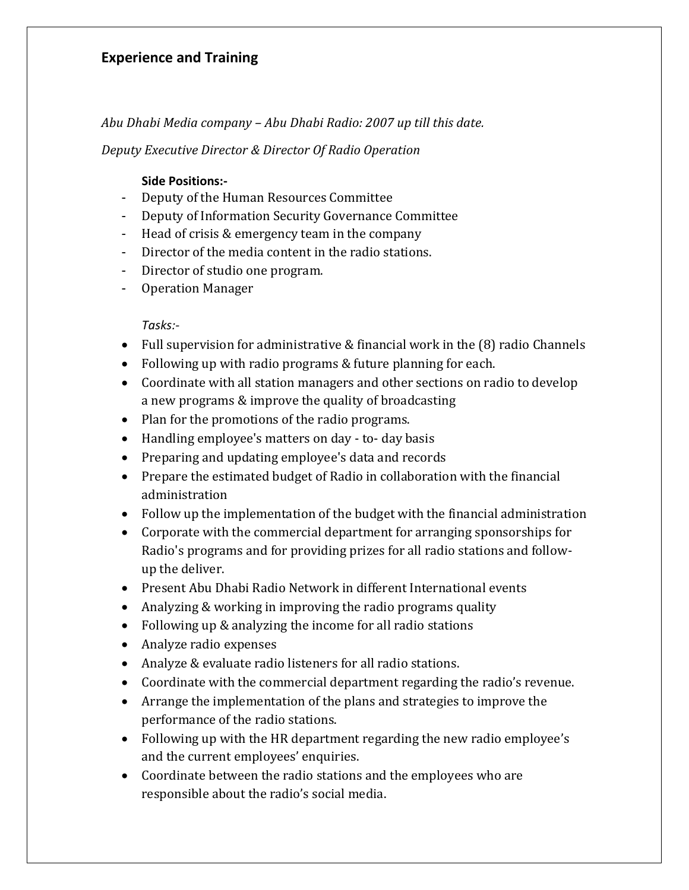## Experience and Training

*Abu Dhabi Media company – Abu Dhabi Radio: 2007 up till this date.*

*Deputy Executive Director & Director Of Radio Operation*

**Side Positions:-**

- Deputy of the Human Resources Committee
- Deputy of Information Security Governance Committee
- Head of crisis & emergency team in the company
- Director of the media content in the radio stations.
- Director of studio one program.
- Operation Manager

*Tasks:-*

- Full supervision for administrative & financial work in the (8) radio Channels
- Following up with radio programs & future planning for each.
- Coordinate with all station managers and other sections on radio to develop a new programs & improve the quality of broadcasting
- Plan for the promotions of the radio programs.
- Handling employee's matters on day - to- day basis
- Preparing and updating employee's data and records
- Prepare the estimated budget of Radio in collaboration with the financial administration
- Follow up the implementation of the budget with the financial administration
- Corporate with the commercial department for arranging sponsorships for Radio's programs and for providing prizes for all radio stations and follow-up the deliver.
- Present Abu Dhabi Radio Network in different International events
- Analyzing & working in improving the radio programs quality
- Following up & analyzing the income for all radio stations
- Analyze radio expenses
- Analyze & evaluate radio listeners for all radio stations.
- Coordinate with the commercial department regarding the radio's revenue.
- Arrange the implementation of the plans and strategies to improve the performance of the radio stations.
- Following up with the HR department regarding the new radio employee's and the current employees' enquiries.
- Coordinate between the radio stations and the employees who are responsible about the radio's social media.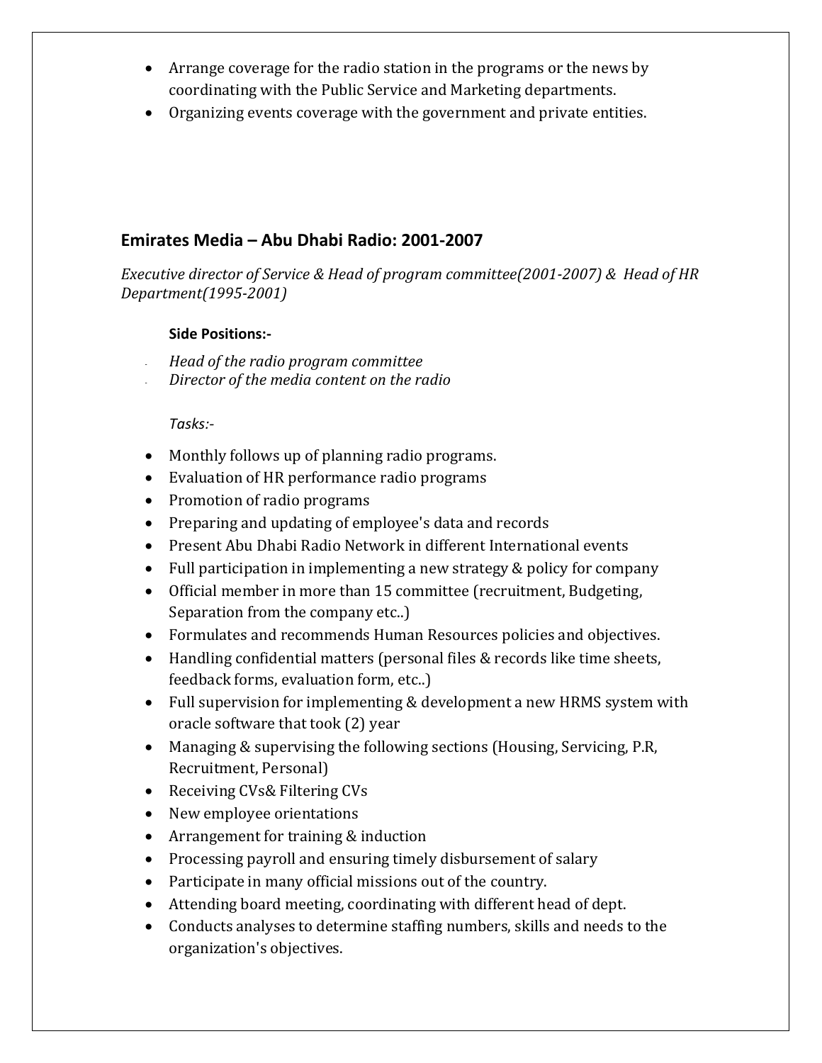- Arrange coverage for the radio station in the programs or the news by coordinating with the Public Service and Marketing departments.
- Organizing events coverage with the government and private entities.

## Emirates Media – Abu Dhabi Radio: 2001-2007

*Executive director of Service & Head of program committee(2001-2007) & Head of HR Department(1995-2001)*

**Side Positions:-**

- *Head of the radio program committee*
- *Director of the media content on the radio*

*Tasks:-*

- Monthly follows up of planning radio programs.
- Evaluation of HR performance radio programs
- Promotion of radio programs
- Preparing and updating of employee's data and records
- Present Abu Dhabi Radio Network in different International events
- Full participation in implementing a new strategy & policy for company
- Official member in more than 15 committee (recruitment, Budgeting, Separation from the company etc..)
- Formulates and recommends Human Resources policies and objectives.
- Handling confidential matters (personal files & records like time sheets, feedback forms, evaluation form, etc..)
- Full supervision for implementing & development a new HRMS system with oracle software that took (2) year
- Managing & supervising the following sections (Housing, Servicing, P.R, Recruitment, Personal)
- Receiving CVs& Filtering CVs
- New employee orientations
- Arrangement for training & induction
- Processing payroll and ensuring timely disbursement of salary
- Participate in many official missions out of the country.
- Attending board meeting, coordinating with different head of dept.
- Conducts analyses to determine staffing numbers, skills and needs to the organization's objectives.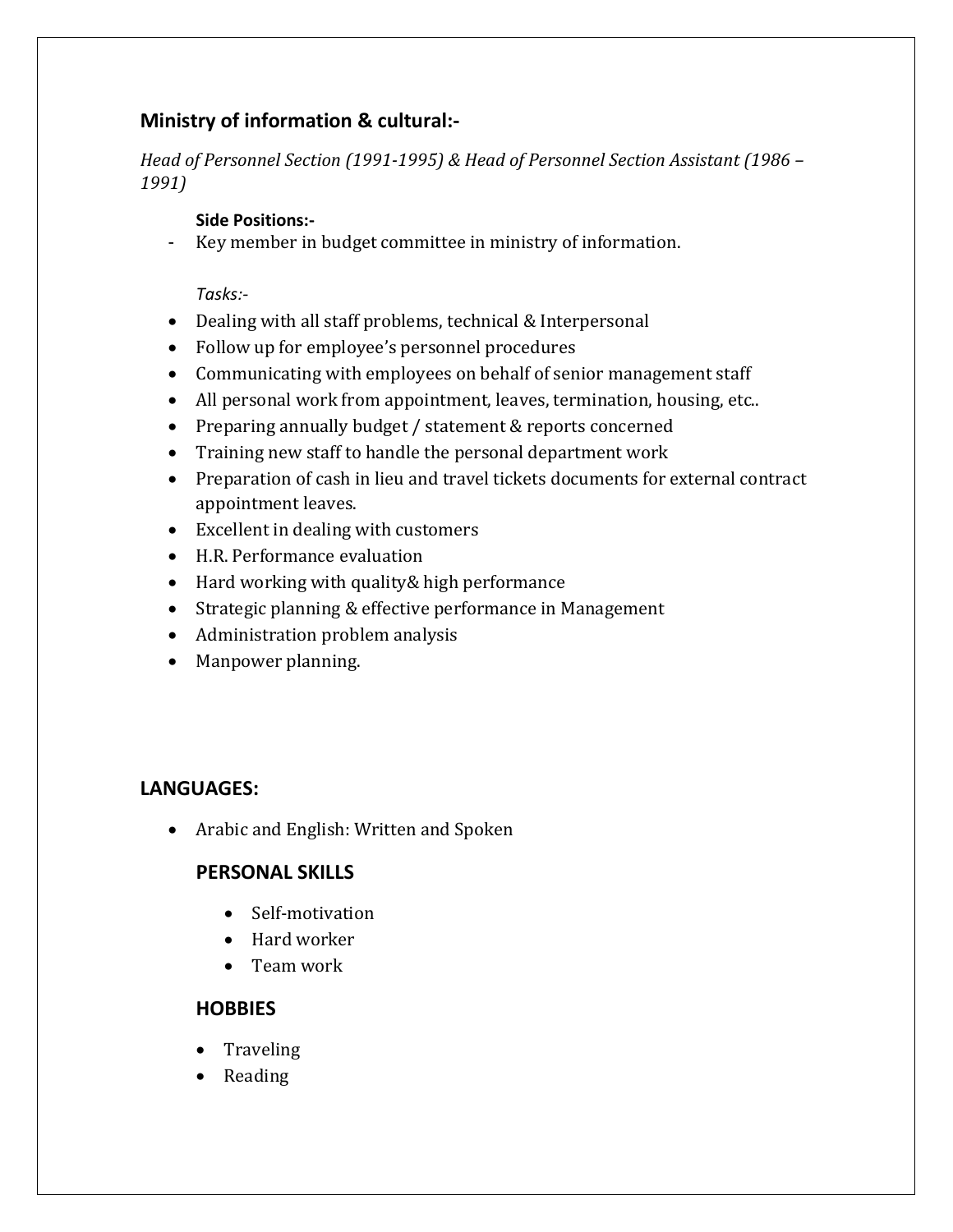## Ministry of information & cultural:-

*Head of Personnel Section (1991-1995) & Head of Personnel Section Assistant (1986 – 1991)*

**Side Positions:-**

- Key member in budget committee in ministry of information.

*Tasks:-*

- Dealing with all staff problems, technical & Interpersonal
- Follow up for employee's personnel procedures
- Communicating with employees on behalf of senior management staff
- All personal work from appointment, leaves, termination, housing, etc..
- Preparing annually budget / statement & reports concerned
- Training new staff to handle the personal department work
- Preparation of cash in lieu and travel tickets documents for external contract appointment leaves.
- Excellent in dealing with customers
- H.R. Performance evaluation
- Hard working with quality& high performance
- Strategic planning & effective performance in Management
- Administration problem analysis
- Manpower planning.

## LANGUAGES:

- Arabic and English: Written and Spoken

### PERSONAL SKILLS

- Self-motivation
- Hard worker
- Team work

### HOBBIES

- Traveling
- Reading